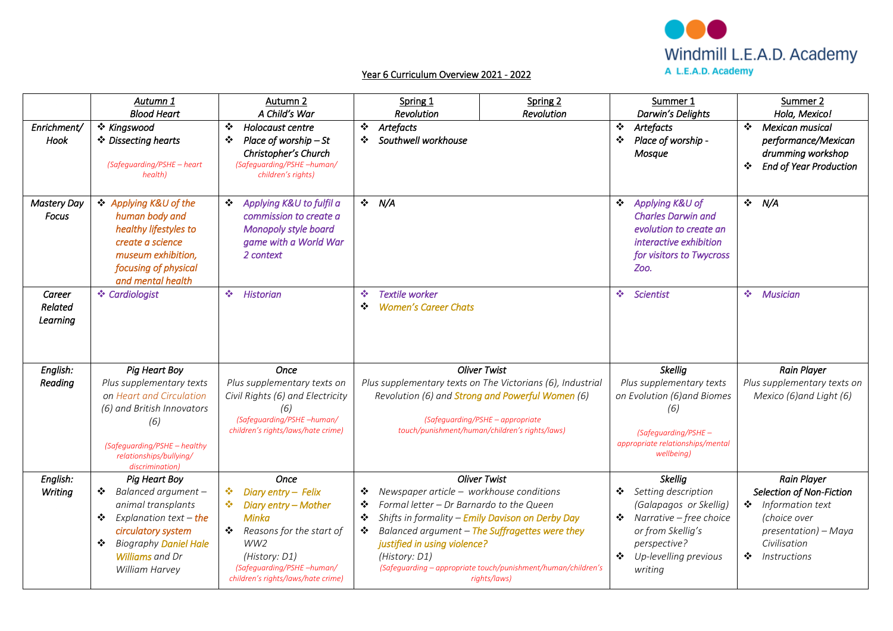Windmill L.E.A.D. Academy

A L.E.A.D. Academy

Year 6 Curriculum Overview 2021 - 2022

| | Autumn 1<br>Blood Heart | Autumn 2<br>A Child's War | Spring 1<br>Revolution | Spring 2<br>Revolution | Summer 1<br>Darwin's Delights | Summer 2<br>Hola, Mexico! |
|---|---|---|---|---|---|---|
| Enrichment/ Hook | ❖ Kingswood<br>❖ Dissecting hearts<br>(Safeguarding/PSHE – heart health) | ❖ Holocaust centre<br>❖ Place of worship – St Christopher's Church<br>(Safeguarding/PSHE –human/ children's rights) | ❖ Artefacts<br>❖ Southwell workhouse | | ❖ Artefacts<br>❖ Place of worship - Mosque | ❖ Mexican musical performance/Mexican drumming workshop<br>❖ End of Year Production |
| Mastery Day Focus | ❖ Applying K&U of the human body and healthy lifestyles to create a science museum exhibition, focusing of physical and mental health | ❖ Applying K&U to fulfil a commission to create a Monopoly style board game with a World War 2 context | ❖ N/A | | ❖ Applying K&U of Charles Darwin and evolution to create an interactive exhibition for visitors to Twycross Zoo. | ❖ N/A |
| Career Related Learning | ❖ Cardiologist | ❖ Historian | ❖ Textile worker<br>❖ Women's Career Chats | | ❖ Scientist | ❖ Musician |
| English: Reading | Pig Heart Boy<br>Plus supplementary texts on Heart and Circulation (6) and British Innovators (6)<br>(Safeguarding/PSHE – healthy relationships/bullying/ discrimination) | Once<br>Plus supplementary texts on Civil Rights (6) and Electricity (6)<br>(Safeguarding/PSHE –human/ children's rights/laws/hate crime) | Oliver Twist<br>Plus supplementary texts on The Victorians (6), Industrial Revolution (6) and Strong and Powerful Women (6)<br>(Safeguarding/PSHE – appropriate touch/punishment/human/children's rights/laws) | | Skellig<br>Plus supplementary texts on Evolution (6)and Biomes (6)<br>(Safeguarding/PSHE – appropriate relationships/mental wellbeing) | Rain Player<br>Plus supplementary texts on Mexico (6)and Light (6) |
| English: Writing | Pig Heart Boy<br>❖ Balanced argument – animal transplants<br>❖ Explanation text – the circulatory system<br>❖ Biography Daniel Hale Williams and Dr William Harvey | Once<br>❖ Diary entry – Felix<br>❖ Diary entry – Mother Minka<br>❖ Reasons for the start of WW2<br>(History: D1)<br>(Safeguarding/PSHE –human/ children's rights/laws/hate crime) | Oliver Twist<br>❖ Newspaper article – workhouse conditions<br>❖ Formal letter – Dr Barnardo to the Queen<br>❖ Shifts in formality – Emily Davison on Derby Day<br>❖ Balanced argument – The Suffragettes were they justified in using violence?<br>(History: D1)<br>(Safeguarding – appropriate touch/punishment/human/children's rights/laws) | | Skellig<br>❖ Setting description (Galapagos or Skellig)<br>❖ Narrative – free choice or from Skellig's perspective?<br>❖ Up-levelling previous writing | Rain Player<br>Selection of Non-Fiction<br>❖ Information text (choice over presentation) – Maya Civilisation<br>❖ Instructions |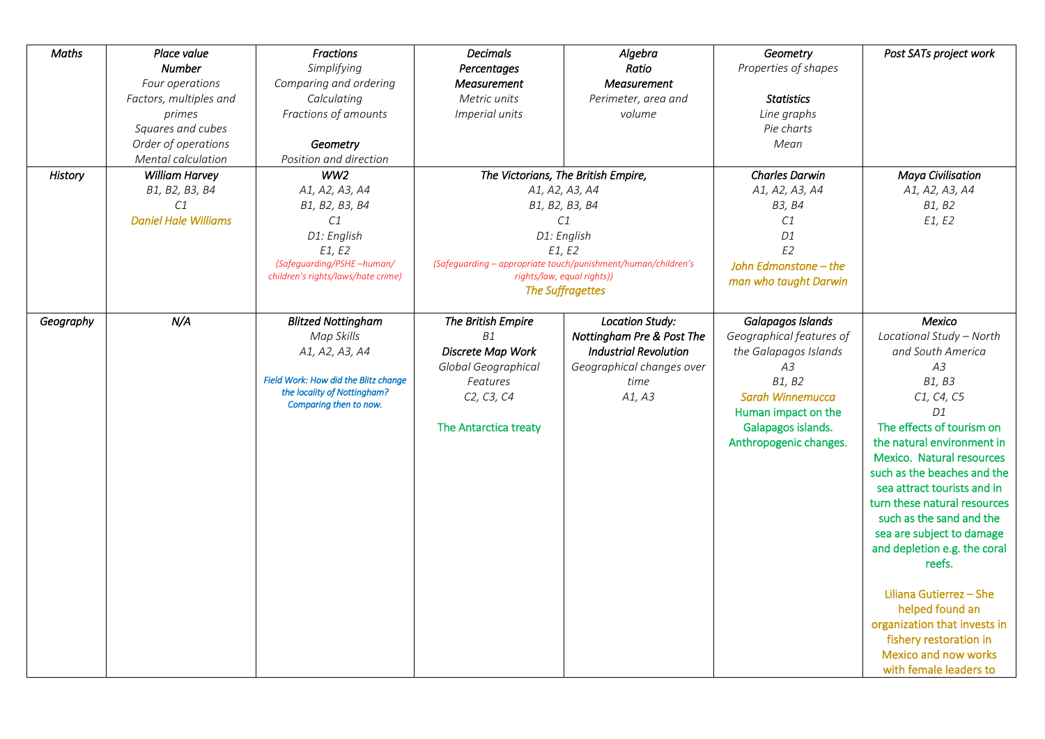| Maths | Place value<br>**Number**<br>Four operations<br>Factors, multiples and primes<br>Squares and cubes<br>Order of operations<br>Mental calculation | Fractions<br>Simplifying<br>Comparing and ordering<br>Calculating<br>Fractions of amounts<br><br>**Geometry**<br>Position and direction | Decimals<br>**Percentages**<br>**Measurement**<br>Metric units<br>Imperial units | Algebra<br>Ratio<br>**Measurement**<br>Perimeter, area and volume | Geometry<br>Properties of shapes<br><br>**Statistics**<br>Line graphs<br>Pie charts<br>Mean | Post SATs project work |
|---|---|---|---|---|---|---|
| History | **William Harvey**<br>B1, B2, B3, B4<br>C1<br>Daniel Hale Williams | **WW2**<br>A1, A2, A3, A4<br>B1, B2, B3, B4<br>C1<br>D1: English<br>E1, E2<br>(Safeguarding/PSHE –human/ children's rights/laws/hate crime) | **The Victorians, The British Empire,**<br>A1, A2, A3, A4<br>B1, B2, B3, B4<br>C1<br>D1: English<br>E1, E2<br>(Safeguarding – appropriate touch/punishment/human/children's rights/law, equal rights))<br>The Suffragettes | | **Charles Darwin**<br>A1, A2, A3, A4<br>B3, B4<br>C1<br>D1<br>E2<br>John Edmonstone – the man who taught Darwin | **Maya Civilisation**<br>A1, A2, A3, A4<br>B1, B2<br>E1, E2 |
| Geography | **N/A** | **Blitzed Nottingham**<br>Map Skills<br>A1, A2, A3, A4<br><br>Field Work: How did the Blitz change the locality of Nottingham? Comparing then to now. | **The British Empire**<br>B1<br>**Discrete Map Work**<br>Global Geographical Features<br>C2, C3, C4<br><br>The Antarctica treaty | **Location Study: Nottingham Pre & Post The Industrial Revolution**<br>Geographical changes over time<br>A1, A3 | **Galapagos Islands**<br>Geographical features of the Galapagos Islands<br>A3<br>B1, B2<br>Sarah Winnemucca<br>Human impact on the Galapagos islands. Anthropogenic changes. | **Mexico**<br>Locational Study – North and South America<br>A3<br>B1, B3<br>C1, C4, C5<br>D1<br>The effects of tourism on the natural environment in Mexico. Natural resources such as the beaches and the sea attract tourists and in turn these natural resources such as the sand and the sea are subject to damage and depletion e.g. the coral reefs.<br><br>Liliana Gutierrez – She helped found an organization that invests in fishery restoration in Mexico and now works with female leaders to |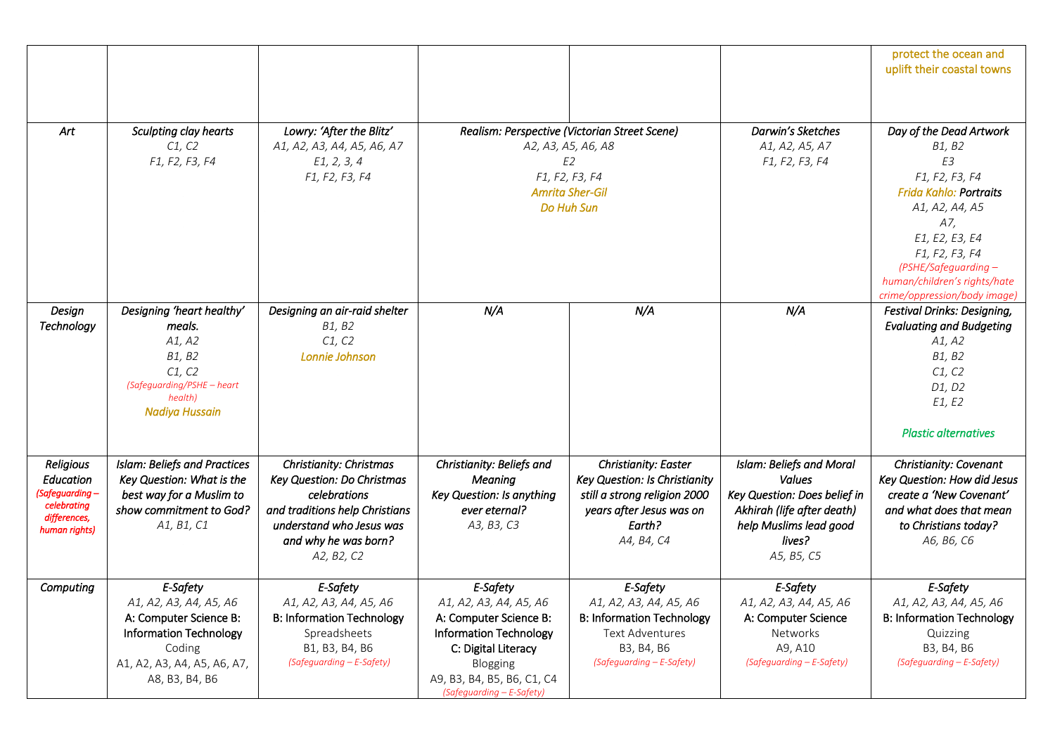| | | | | | | |
|---|---|---|---|---|---|---|
| | | | | | | protect the ocean and uplift their coastal towns |
| *Art* | *Sculpting clay hearts*<br>*C1, C2*<br>*F1, F2, F3, F4* | *Lowry: 'After the Blitz'*<br>*A1, A2, A3, A4, A5, A6, A7*<br>*E1, 2, 3, 4*<br>*F1, F2, F3, F4* | *Realism: Perspective (Victorian Street Scene)*<br>*A2, A3, A5, A6, A8*<br>*E2*<br>*F1, F2, F3, F4*<br>*Amrita Sher-Gil*<br>*Do Huh Sun* | | *Darwin's Sketches*<br>*A1, A2, A5, A7*<br>*F1, F2, F3, F4* | *Day of the Dead Artwork*<br>*B1, B2*<br>*E3*<br>*F1, F2, F3, F4*<br>*Frida Kahlo:* *Portraits*<br>*A1, A2, A4, A5*<br>*A7,*<br>*E1, E2, E3, E4*<br>*F1, F2, F3, F4*<br>*(PSHE/Safeguarding – human/children's rights/hate crime/oppression/body image)* |
| *Design Technology* | *Designing 'heart healthy' meals.*<br>*A1, A2*<br>*B1, B2*<br>*C1, C2*<br>*(Safeguarding/PSHE – heart health)*<br>*Nadiya Hussain* | *Designing an air-raid shelter*<br>*B1, B2*<br>*C1, C2*<br>*Lonnie Johnson* | *N/A* | *N/A* | *N/A* | *Festival Drinks: Designing, Evaluating and Budgeting*<br>*A1, A2*<br>*B1, B2*<br>*C1, C2*<br>*D1, D2*<br>*E1, E2*<br><br>*Plastic alternatives* |
| *Religious Education*<br>*(Safeguarding – celebrating differences, human rights)* | *Islam: Beliefs and Practices*<br>*Key Question: What is the best way for a Muslim to show commitment to God?*<br>*A1, B1, C1* | *Christianity: Christmas*<br>*Key Question: Do Christmas celebrations and traditions help Christians understand who Jesus was and why he was born?*<br>*A2, B2, C2* | *Christianity: Beliefs and Meaning*<br>*Key Question: Is anything ever eternal?*<br>*A3, B3, C3* | *Christianity: Easter*<br>*Key Question: Is Christianity still a strong religion 2000 years after Jesus was on Earth?*<br>*A4, B4, C4* | *Islam: Beliefs and Moral Values*<br>*Key Question: Does belief in Akhirah (life after death) help Muslims lead good lives?*<br>*A5, B5, C5* | *Christianity: Covenant*<br>*Key Question: How did Jesus create a 'New Covenant' and what does that mean to Christians today?*<br>*A6, B6, C6* |
| *Computing* | *E-Safety*<br>*A1, A2, A3, A4, A5, A6*<br>A: Computer Science B: Information Technology<br>Coding<br>A1, A2, A3, A4, A5, A6, A7, A8, B3, B4, B6 | *E-Safety*<br>*A1, A2, A3, A4, A5, A6*<br>B: Information Technology<br>Spreadsheets<br>B1, B3, B4, B6<br>*(Safeguarding – E-Safety)* | *E-Safety*<br>*A1, A2, A3, A4, A5, A6*<br>A: Computer Science B: Information Technology<br>C: Digital Literacy<br>Blogging<br>A9, B3, B4, B5, B6, C1, C4<br>*(Safeguarding – E-Safety)* | *E-Safety*<br>*A1, A2, A3, A4, A5, A6*<br>B: Information Technology<br>Text Adventures<br>B3, B4, B6<br>*(Safeguarding – E-Safety)* | *E-Safety*<br>*A1, A2, A3, A4, A5, A6*<br>A: Computer Science<br>Networks<br>A9, A10<br>*(Safeguarding – E-Safety)* | *E-Safety*<br>*A1, A2, A3, A4, A5, A6*<br>B: Information Technology<br>Quizzing<br>B3, B4, B6<br>*(Safeguarding – E-Safety)* |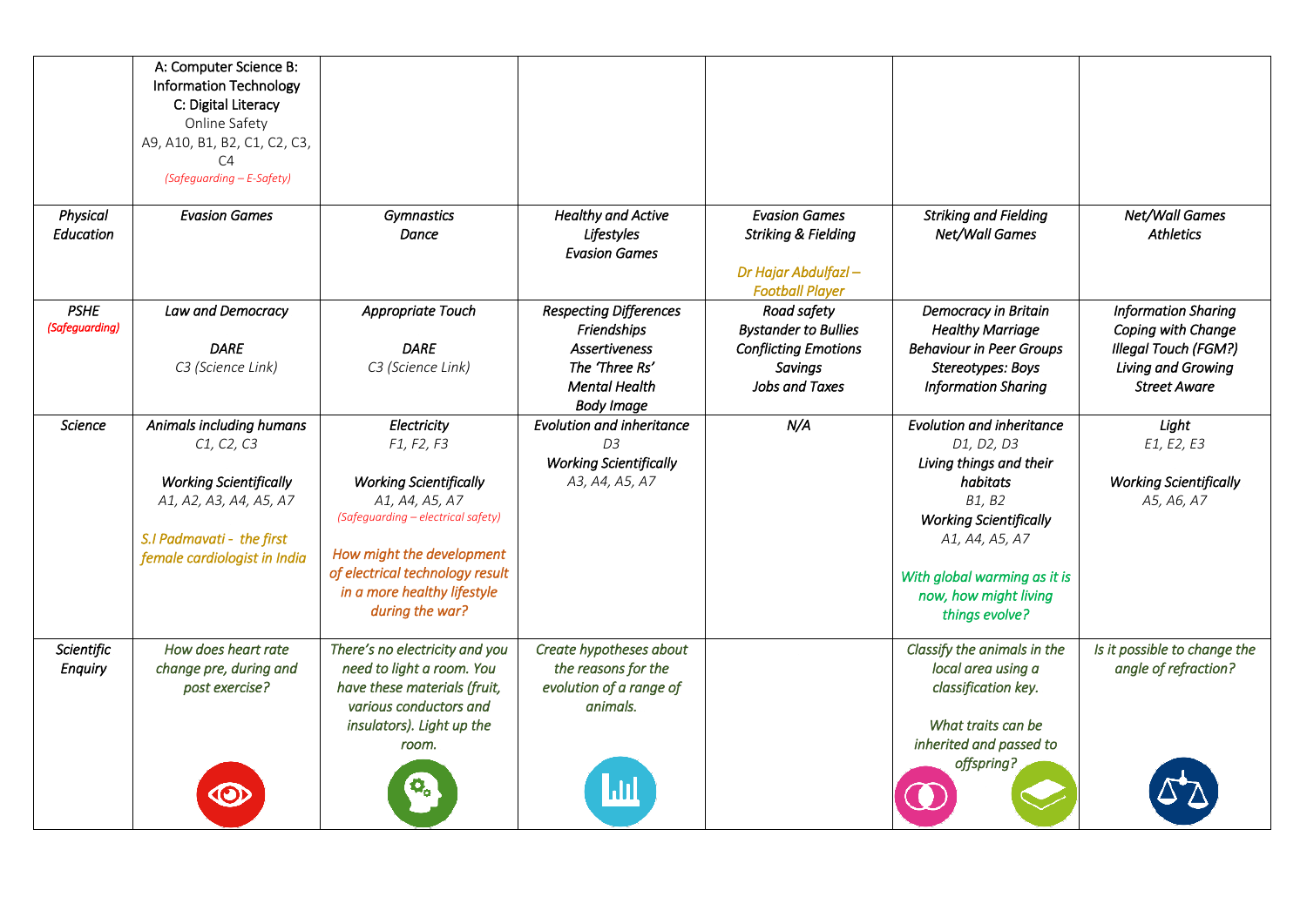| | | | | | | |
|---|---|---|---|---|---|---|
| | A: Computer Science B: Information Technology C: Digital Literacy<br>Online Safety<br>A9, A10, B1, B2, C1, C2, C3, C4<br>*(Safeguarding – E-Safety)* | | | | | |
| *Physical Education* | *Evasion Games* | *Gymnastics*<br>*Dance* | *Healthy and Active Lifestyles*<br>*Evasion Games* | *Evasion Games*<br>*Striking & Fielding*<br><br>*Dr Hajar Abdulfazl – Football Player* | *Striking and Fielding*<br>*Net/Wall Games* | *Net/Wall Games*<br>*Athletics* |
| *PSHE*<br>*(Safeguarding)* | *Law and Democracy*<br><br>*DARE*<br>*C3 (Science Link)* | *Appropriate Touch*<br><br>*DARE*<br>*C3 (Science Link)* | *Respecting Differences*<br>*Friendships*<br>*Assertiveness*<br>*The 'Three Rs'*<br>*Mental Health*<br>*Body Image* | *Road safety*<br>*Bystander to Bullies*<br>*Conflicting Emotions*<br>*Savings*<br>*Jobs and Taxes* | *Democracy in Britain*<br>*Healthy Marriage*<br>*Behaviour in Peer Groups*<br>*Stereotypes: Boys*<br>*Information Sharing* | *Information Sharing*<br>*Coping with Change*<br>*Illegal Touch (FGM?)*<br>*Living and Growing*<br>*Street Aware* |
| *Science* | *Animals including humans*<br>*C1, C2, C3*<br><br>*Working Scientifically*<br>*A1, A2, A3, A4, A5, A7*<br><br>*S.I Padmavati - the first female cardiologist in India* | *Electricity*<br>*F1, F2, F3*<br><br>*Working Scientifically*<br>*A1, A4, A5, A7*<br>*(Safeguarding – electrical safety)*<br><br>*How might the development of electrical technology result in a more healthy lifestyle during the war?* | *Evolution and inheritance*<br>*D3*<br>*Working Scientifically*<br>*A3, A4, A5, A7* | *N/A* | *Evolution and inheritance*<br>*D1, D2, D3*<br>*Living things and their habitats*<br>*B1, B2*<br>*Working Scientifically*<br>*A1, A4, A5, A7*<br><br>*With global warming as it is now, how might living things evolve?* | *Light*<br>*E1, E2, E3*<br><br>*Working Scientifically*<br>*A5, A6, A7* |
| *Scientific Enquiry* | *How does heart rate change pre, during and post exercise?* | *There's no electricity and you need to light a room. You have these materials (fruit, various conductors and insulators). Light up the room.* | *Create hypotheses about the reasons for the evolution of a range of animals.* | | *Classify the animals in the local area using a classification key.*<br><br>*What traits can be inherited and passed to offspring?* | *Is it possible to change the angle of refraction?* |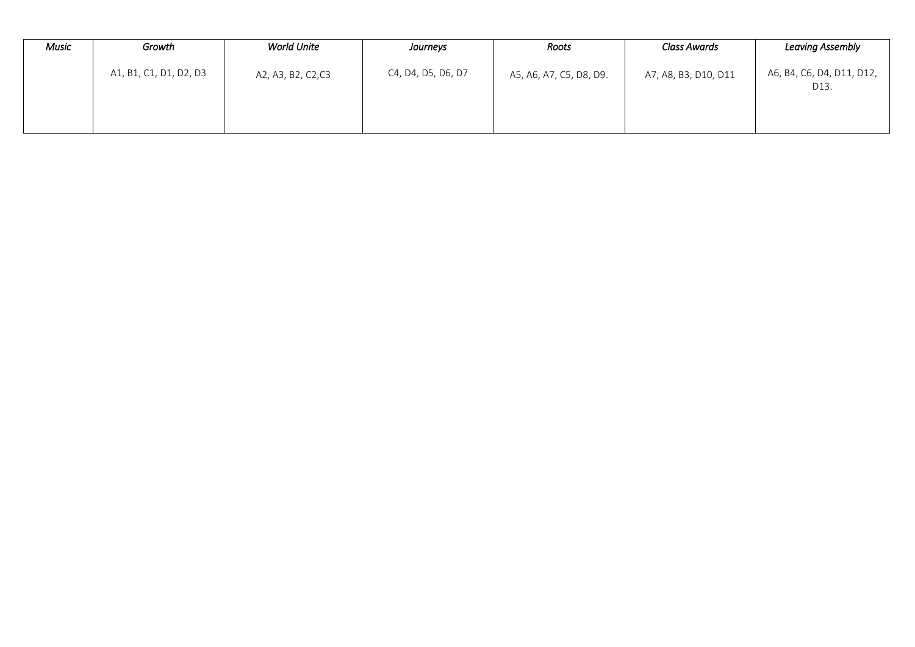| | | | | | | |
|---|---|---|---|---|---|---|
| *Music* | *Growth*<br><br>A1, B1, C1, D1, D2, D3 | *World Unite*<br><br>A2, A3, B2, C2,C3 | *Journeys*<br><br>C4, D4, D5, D6, D7 | *Roots*<br><br>A5, A6, A7, C5, D8, D9. | *Class Awards*<br><br>A7, A8, B3, D10, D11 | *Leaving Assembly*<br><br>A6, B4, C6, D4, D11, D12, D13. |